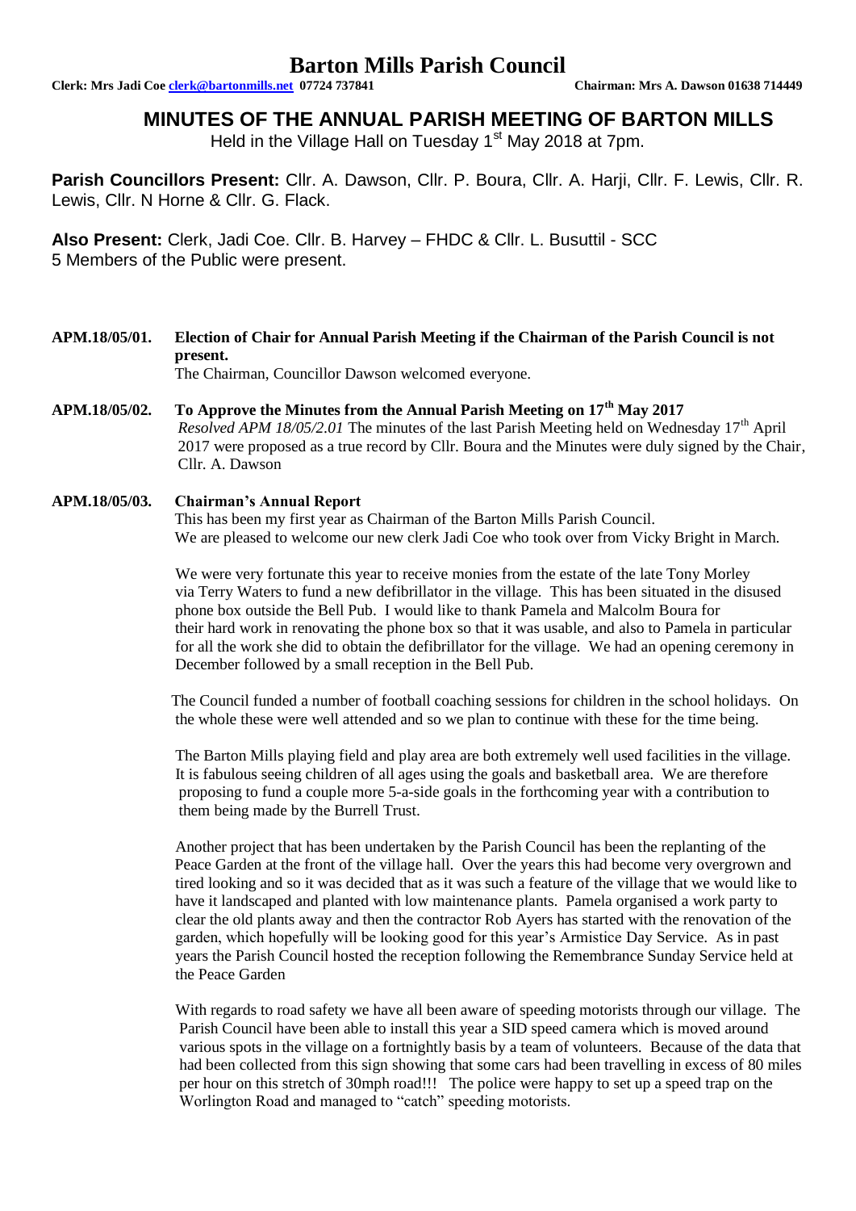# Barton Mills Parish Council

**Clerk: Mrs Jadi Coe clerk@bartonmills.net 07724 737841** **Chairman: Mrs A. Dawson 01638 714449**

## MINUTES OF THE ANNUAL PARISH MEETING OF BARTON MILLS

Held in the Village Hall on Tuesday 1st May 2018 at 7pm.

**Parish Councillors Present:** Cllr. A. Dawson, Cllr. P. Boura, Cllr. A. Harji, Cllr. F. Lewis, Cllr. R. Lewis, Cllr. N Horne & Cllr. G. Flack.

**Also Present:** Clerk, Jadi Coe. Cllr. B. Harvey – FHDC & Cllr. L. Busuttil - SCC
5 Members of the Public were present.

**APM.18/05/01. Election of Chair for Annual Parish Meeting if the Chairman of the Parish Council is not present.**

The Chairman, Councillor Dawson welcomed everyone.

**APM.18/05/02. To Approve the Minutes from the Annual Parish Meeting on 17th May 2017**

*Resolved APM 18/05/2.01* The minutes of the last Parish Meeting held on Wednesday 17th April 2017 were proposed as a true record by Cllr. Boura and the Minutes were duly signed by the Chair, Cllr. A. Dawson

**APM.18/05/03. Chairman's Annual Report**

This has been my first year as Chairman of the Barton Mills Parish Council.
We are pleased to welcome our new clerk Jadi Coe who took over from Vicky Bright in March.

We were very fortunate this year to receive monies from the estate of the late Tony Morley via Terry Waters to fund a new defibrillator in the village. This has been situated in the disused phone box outside the Bell Pub. I would like to thank Pamela and Malcolm Boura for their hard work in renovating the phone box so that it was usable, and also to Pamela in particular for all the work she did to obtain the defibrillator for the village. We had an opening ceremony in December followed by a small reception in the Bell Pub.

The Council funded a number of football coaching sessions for children in the school holidays. On the whole these were well attended and so we plan to continue with these for the time being.

The Barton Mills playing field and play area are both extremely well used facilities in the village. It is fabulous seeing children of all ages using the goals and basketball area. We are therefore proposing to fund a couple more 5-a-side goals in the forthcoming year with a contribution to them being made by the Burrell Trust.

Another project that has been undertaken by the Parish Council has been the replanting of the Peace Garden at the front of the village hall. Over the years this had become very overgrown and tired looking and so it was decided that as it was such a feature of the village that we would like to have it landscaped and planted with low maintenance plants. Pamela organised a work party to clear the old plants away and then the contractor Rob Ayers has started with the renovation of the garden, which hopefully will be looking good for this year's Armistice Day Service. As in past years the Parish Council hosted the reception following the Remembrance Sunday Service held at the Peace Garden

With regards to road safety we have all been aware of speeding motorists through our village. The Parish Council have been able to install this year a SID speed camera which is moved around various spots in the village on a fortnightly basis by a team of volunteers. Because of the data that had been collected from this sign showing that some cars had been travelling in excess of 80 miles per hour on this stretch of 30mph road!!! The police were happy to set up a speed trap on the Worlington Road and managed to "catch" speeding motorists.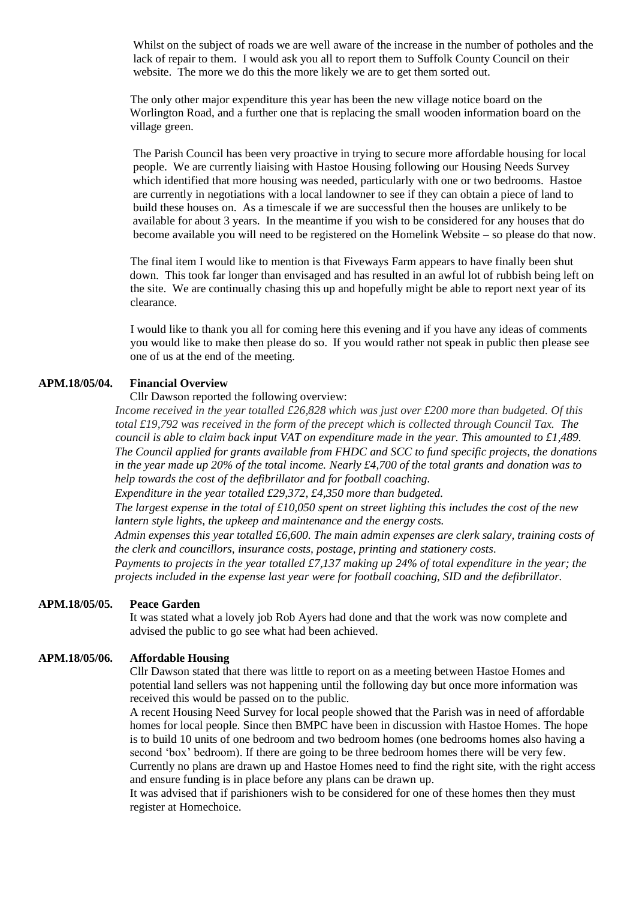Whilst on the subject of roads we are well aware of the increase in the number of potholes and the lack of repair to them. I would ask you all to report them to Suffolk County Council on their website. The more we do this the more likely we are to get them sorted out.

The only other major expenditure this year has been the new village notice board on the Worlington Road, and a further one that is replacing the small wooden information board on the village green.

The Parish Council has been very proactive in trying to secure more affordable housing for local people. We are currently liaising with Hastoe Housing following our Housing Needs Survey which identified that more housing was needed, particularly with one or two bedrooms. Hastoe are currently in negotiations with a local landowner to see if they can obtain a piece of land to build these houses on. As a timescale if we are successful then the houses are unlikely to be available for about 3 years. In the meantime if you wish to be considered for any houses that do become available you will need to be registered on the Homelink Website – so please do that now.

The final item I would like to mention is that Fiveways Farm appears to have finally been shut down. This took far longer than envisaged and has resulted in an awful lot of rubbish being left on the site. We are continually chasing this up and hopefully might be able to report next year of its clearance.

I would like to thank you all for coming here this evening and if you have any ideas of comments you would like to make then please do so. If you would rather not speak in public then please see one of us at the end of the meeting.

**APM.18/05/04. Financial Overview**

Cllr Dawson reported the following overview:

*Income received in the year totalled £26,828 which was just over £200 more than budgeted. Of this total £19,792 was received in the form of the precept which is collected through Council Tax. The council is able to claim back input VAT on expenditure made in the year. This amounted to £1,489. The Council applied for grants available from FHDC and SCC to fund specific projects, the donations in the year made up 20% of the total income. Nearly £4,700 of the total grants and donation was to help towards the cost of the defibrillator and for football coaching.*

*Expenditure in the year totalled £29,372, £4,350 more than budgeted.*

*The largest expense in the total of £10,050 spent on street lighting this includes the cost of the new lantern style lights, the upkeep and maintenance and the energy costs.*

*Admin expenses this year totalled £6,600. The main admin expenses are clerk salary, training costs of the clerk and councillors, insurance costs, postage, printing and stationery costs.*

*Payments to projects in the year totalled £7,137 making up 24% of total expenditure in the year; the projects included in the expense last year were for football coaching, SID and the defibrillator.*

**APM.18/05/05. Peace Garden**

It was stated what a lovely job Rob Ayers had done and that the work was now complete and advised the public to go see what had been achieved.

**APM.18/05/06. Affordable Housing**

Cllr Dawson stated that there was little to report on as a meeting between Hastoe Homes and potential land sellers was not happening until the following day but once more information was received this would be passed on to the public.

A recent Housing Need Survey for local people showed that the Parish was in need of affordable homes for local people. Since then BMPC have been in discussion with Hastoe Homes. The hope is to build 10 units of one bedroom and two bedroom homes (one bedrooms homes also having a second 'box' bedroom). If there are going to be three bedroom homes there will be very few. Currently no plans are drawn up and Hastoe Homes need to find the right site, with the right access and ensure funding is in place before any plans can be drawn up.

It was advised that if parishioners wish to be considered for one of these homes then they must register at Homechoice.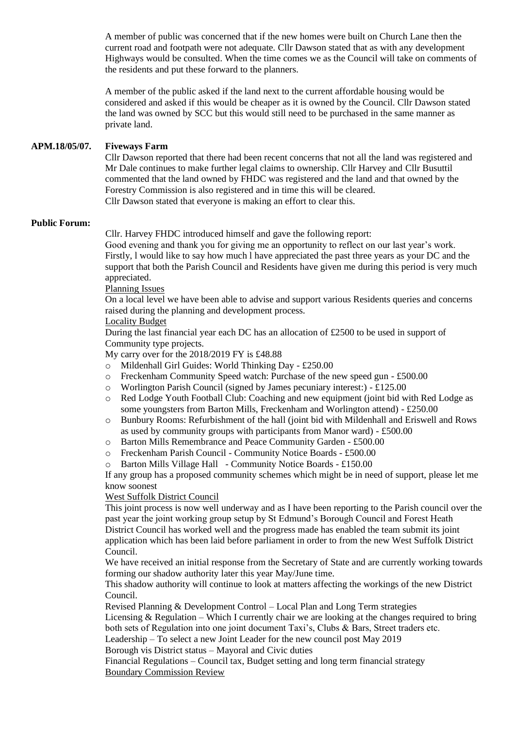A member of public was concerned that if the new homes were built on Church Lane then the current road and footpath were not adequate. Cllr Dawson stated that as with any development Highways would be consulted. When the time comes we as the Council will take on comments of the residents and put these forward to the planners.

A member of the public asked if the land next to the current affordable housing would be considered and asked if this would be cheaper as it is owned by the Council. Cllr Dawson stated the land was owned by SCC but this would still need to be purchased in the same manner as private land.

**APM.18/05/07. Fiveways Farm**

Cllr Dawson reported that there had been recent concerns that not all the land was registered and Mr Dale continues to make further legal claims to ownership. Cllr Harvey and Cllr Busuttil commented that the land owned by FHDC was registered and the land and that owned by the Forestry Commission is also registered and in time this will be cleared.
Cllr Dawson stated that everyone is making an effort to clear this.

**Public Forum:**

Cllr. Harvey FHDC introduced himself and gave the following report:
Good evening and thank you for giving me an opportunity to reflect on our last year's work. Firstly, l would like to say how much l have appreciated the past three years as your DC and the support that both the Parish Council and Residents have given me during this period is very much appreciated.

Planning Issues

On a local level we have been able to advise and support various Residents queries and concerns raised during the planning and development process.

Locality Budget

During the last financial year each DC has an allocation of £2500 to be used in support of Community type projects.
My carry over for the 2018/2019 FY is £48.88

- Mildenhall Girl Guides: World Thinking Day - £250.00
- Freckenham Community Speed watch: Purchase of the new speed gun - £500.00
- Worlington Parish Council (signed by James pecuniary interest:) - £125.00
- Red Lodge Youth Football Club: Coaching and new equipment (joint bid with Red Lodge as some youngsters from Barton Mills, Freckenham and Worlington attend) - £250.00
- Bunbury Rooms: Refurbishment of the hall (joint bid with Mildenhall and Eriswell and Rows as used by community groups with participants from Manor ward) - £500.00
- Barton Mills Remembrance and Peace Community Garden - £500.00
- Freckenham Parish Council - Community Notice Boards - £500.00
- Barton Mills Village Hall - Community Notice Boards - £150.00

If any group has a proposed community schemes which might be in need of support, please let me know soonest

West Suffolk District Council

This joint process is now well underway and as I have been reporting to the Parish council over the past year the joint working group setup by St Edmund's Borough Council and Forest Heath District Council has worked well and the progress made has enabled the team submit its joint application which has been laid before parliament in order to from the new West Suffolk District Council.

We have received an initial response from the Secretary of State and are currently working towards forming our shadow authority later this year May/June time.

This shadow authority will continue to look at matters affecting the workings of the new District Council.

Revised Planning & Development Control – Local Plan and Long Term strategies
Licensing & Regulation – Which I currently chair we are looking at the changes required to bring both sets of Regulation into one joint document Taxi's, Clubs & Bars, Street traders etc.
Leadership – To select a new Joint Leader for the new council post May 2019
Borough vis District status – Mayoral and Civic duties
Financial Regulations – Council tax, Budget setting and long term financial strategy

Boundary Commission Review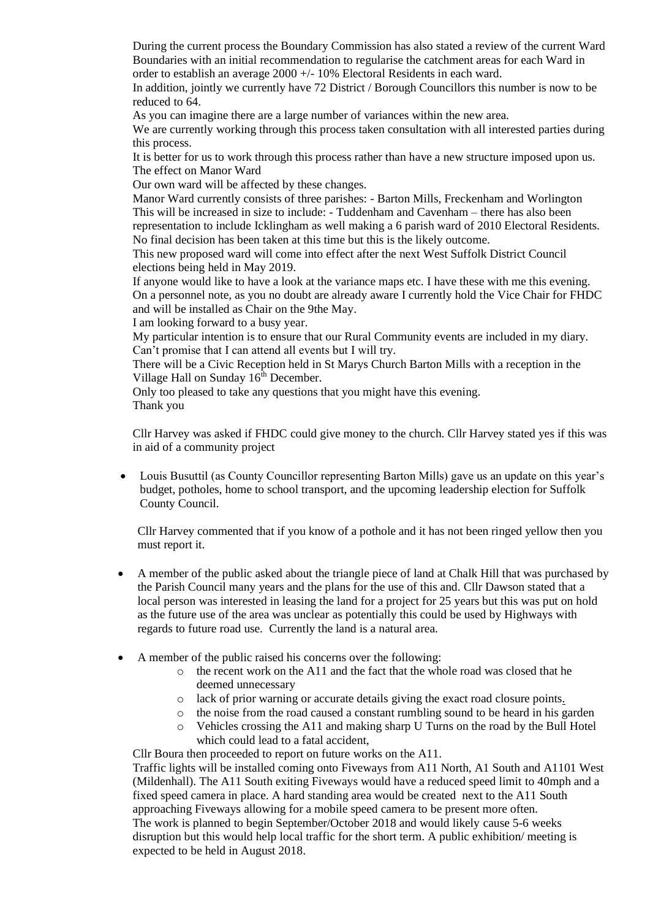During the current process the Boundary Commission has also stated a review of the current Ward Boundaries with an initial recommendation to regularise the catchment areas for each Ward in order to establish an average 2000 +/- 10% Electoral Residents in each ward.
In addition, jointly we currently have 72 District / Borough Councillors this number is now to be reduced to 64.
As you can imagine there are a large number of variances within the new area.
We are currently working through this process taken consultation with all interested parties during this process.
It is better for us to work through this process rather than have a new structure imposed upon us.
The effect on Manor Ward
Our own ward will be affected by these changes.
Manor Ward currently consists of three parishes: - Barton Mills, Freckenham and Worlington
This will be increased in size to include: - Tuddenham and Cavenham – there has also been representation to include Icklingham as well making a 6 parish ward of 2010 Electoral Residents.
No final decision has been taken at this time but this is the likely outcome.
This new proposed ward will come into effect after the next West Suffolk District Council elections being held in May 2019.
If anyone would like to have a look at the variance maps etc. I have these with me this evening.
On a personnel note, as you no doubt are already aware I currently hold the Vice Chair for FHDC and will be installed as Chair on the 9the May.
I am looking forward to a busy year.
My particular intention is to ensure that our Rural Community events are included in my diary.
Can't promise that I can attend all events but I will try.
There will be a Civic Reception held in St Marys Church Barton Mills with a reception in the Village Hall on Sunday 16th December.
Only too pleased to take any questions that you might have this evening.
Thank you

Cllr Harvey was asked if FHDC could give money to the church. Cllr Harvey stated yes if this was in aid of a community project

- Louis Busuttil (as County Councillor representing Barton Mills) gave us an update on this year's budget, potholes, home to school transport, and the upcoming leadership election for Suffolk County Council.

  Cllr Harvey commented that if you know of a pothole and it has not been ringed yellow then you must report it.

- A member of the public asked about the triangle piece of land at Chalk Hill that was purchased by the Parish Council many years and the plans for the use of this and. Cllr Dawson stated that a local person was interested in leasing the land for a project for 25 years but this was put on hold as the future use of the area was unclear as potentially this could be used by Highways with regards to future road use. Currently the land is a natural area.

- A member of the public raised his concerns over the following:
  - the recent work on the A11 and the fact that the whole road was closed that he deemed unnecessary
  - lack of prior warning or accurate details giving the exact road closure points.
  - the noise from the road caused a constant rumbling sound to be heard in his garden
  - Vehicles crossing the A11 and making sharp U Turns on the road by the Bull Hotel which could lead to a fatal accident,

  Cllr Boura then proceeded to report on future works on the A11.
  Traffic lights will be installed coming onto Fiveways from A11 North, A1 South and A1101 West (Mildenhall). The A11 South exiting Fiveways would have a reduced speed limit to 40mph and a fixed speed camera in place. A hard standing area would be created next to the A11 South approaching Fiveways allowing for a mobile speed camera to be present more often.
  The work is planned to begin September/October 2018 and would likely cause 5-6 weeks disruption but this would help local traffic for the short term. A public exhibition/ meeting is expected to be held in August 2018.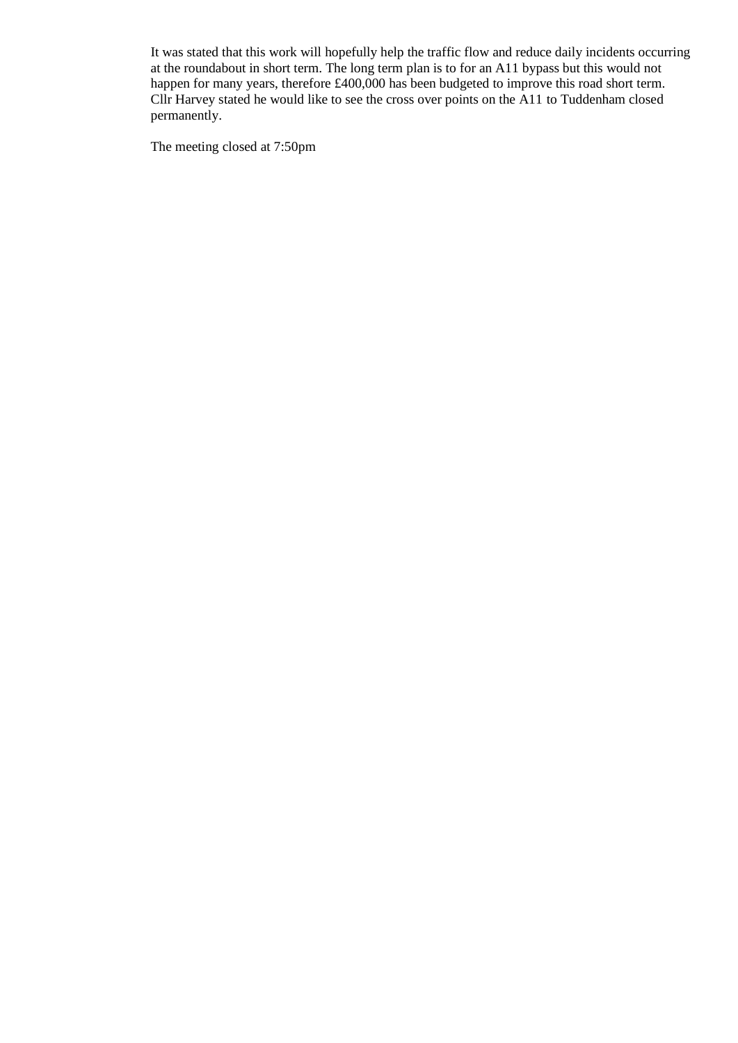It was stated that this work will hopefully help the traffic flow and reduce daily incidents occurring at the roundabout in short term. The long term plan is to for an A11 bypass but this would not happen for many years, therefore £400,000 has been budgeted to improve this road short term. Cllr Harvey stated he would like to see the cross over points on the A11 to Tuddenham closed permanently.

The meeting closed at 7:50pm